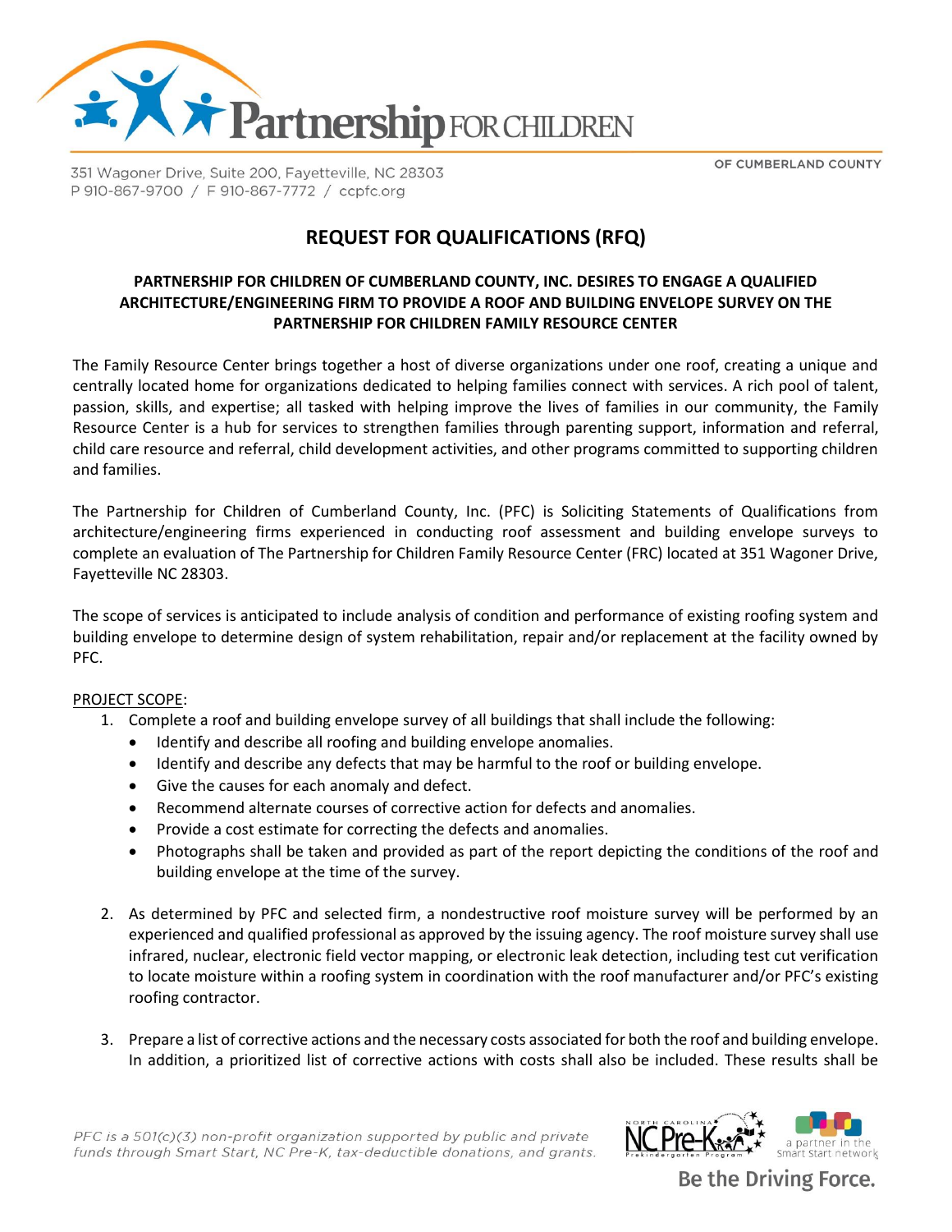Partnership FOR CHILDREN

OF CUMBERLAND COUNTY

351 Wagoner Drive, Suite 200, Fayetteville, NC 28303
P 910-867-9700 / F 910-867-7772 / ccpfc.org

# REQUEST FOR QUALIFICATIONS (RFQ)

### PARTNERSHIP FOR CHILDREN OF CUMBERLAND COUNTY, INC. DESIRES TO ENGAGE A QUALIFIED ARCHITECTURE/ENGINEERING FIRM TO PROVIDE A ROOF AND BUILDING ENVELOPE SURVEY ON THE PARTNERSHIP FOR CHILDREN FAMILY RESOURCE CENTER

The Family Resource Center brings together a host of diverse organizations under one roof, creating a unique and centrally located home for organizations dedicated to helping families connect with services. A rich pool of talent, passion, skills, and expertise; all tasked with helping improve the lives of families in our community, the Family Resource Center is a hub for services to strengthen families through parenting support, information and referral, child care resource and referral, child development activities, and other programs committed to supporting children and families.

The Partnership for Children of Cumberland County, Inc. (PFC) is Soliciting Statements of Qualifications from architecture/engineering firms experienced in conducting roof assessment and building envelope surveys to complete an evaluation of The Partnership for Children Family Resource Center (FRC) located at 351 Wagoner Drive, Fayetteville NC 28303.

The scope of services is anticipated to include analysis of condition and performance of existing roofing system and building envelope to determine design of system rehabilitation, repair and/or replacement at the facility owned by PFC.

PROJECT SCOPE:

1. Complete a roof and building envelope survey of all buildings that shall include the following:
   - Identify and describe all roofing and building envelope anomalies.
   - Identify and describe any defects that may be harmful to the roof or building envelope.
   - Give the causes for each anomaly and defect.
   - Recommend alternate courses of corrective action for defects and anomalies.
   - Provide a cost estimate for correcting the defects and anomalies.
   - Photographs shall be taken and provided as part of the report depicting the conditions of the roof and building envelope at the time of the survey.

2. As determined by PFC and selected firm, a nondestructive roof moisture survey will be performed by an experienced and qualified professional as approved by the issuing agency. The roof moisture survey shall use infrared, nuclear, electronic field vector mapping, or electronic leak detection, including test cut verification to locate moisture within a roofing system in coordination with the roof manufacturer and/or PFC's existing roofing contractor.

3. Prepare a list of corrective actions and the necessary costs associated for both the roof and building envelope. In addition, a prioritized list of corrective actions with costs shall also be included. These results shall be

*PFC is a 501(c)(3) non-profit organization supported by public and private funds through Smart Start, NC Pre-K, tax-deductible donations, and grants.*

NC Pre-K — a partner in the Smart Start network

Be the Driving Force.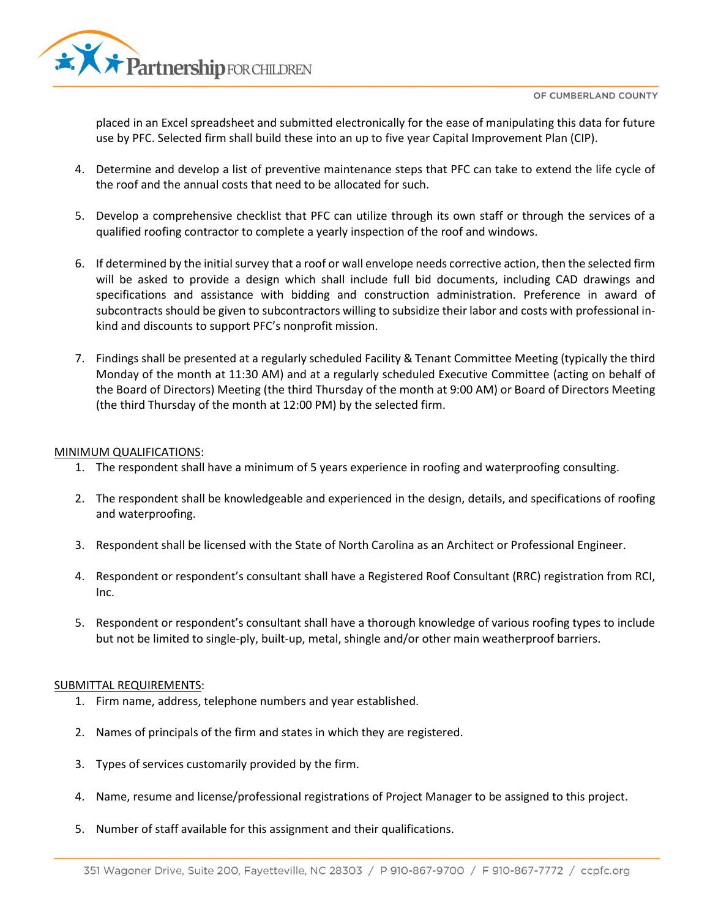placed in an Excel spreadsheet and submitted electronically for the ease of manipulating this data for future use by PFC. Selected firm shall build these into an up to five year Capital Improvement Plan (CIP).

4. Determine and develop a list of preventive maintenance steps that PFC can take to extend the life cycle of the roof and the annual costs that need to be allocated for such.

5. Develop a comprehensive checklist that PFC can utilize through its own staff or through the services of a qualified roofing contractor to complete a yearly inspection of the roof and windows.

6. If determined by the initial survey that a roof or wall envelope needs corrective action, then the selected firm will be asked to provide a design which shall include full bid documents, including CAD drawings and specifications and assistance with bidding and construction administration. Preference in award of subcontracts should be given to subcontractors willing to subsidize their labor and costs with professional in-kind and discounts to support PFC's nonprofit mission.

7. Findings shall be presented at a regularly scheduled Facility & Tenant Committee Meeting (typically the third Monday of the month at 11:30 AM) and at a regularly scheduled Executive Committee (acting on behalf of the Board of Directors) Meeting (the third Thursday of the month at 9:00 AM) or Board of Directors Meeting (the third Thursday of the month at 12:00 PM) by the selected firm.

<u>MINIMUM QUALIFICATIONS</u>:

1. The respondent shall have a minimum of 5 years experience in roofing and waterproofing consulting.

2. The respondent shall be knowledgeable and experienced in the design, details, and specifications of roofing and waterproofing.

3. Respondent shall be licensed with the State of North Carolina as an Architect or Professional Engineer.

4. Respondent or respondent's consultant shall have a Registered Roof Consultant (RRC) registration from RCI, Inc.

5. Respondent or respondent's consultant shall have a thorough knowledge of various roofing types to include but not be limited to single-ply, built-up, metal, shingle and/or other main weatherproof barriers.

<u>SUBMITTAL REQUIREMENTS</u>:

1. Firm name, address, telephone numbers and year established.

2. Names of principals of the firm and states in which they are registered.

3. Types of services customarily provided by the firm.

4. Name, resume and license/professional registrations of Project Manager to be assigned to this project.

5. Number of staff available for this assignment and their qualifications.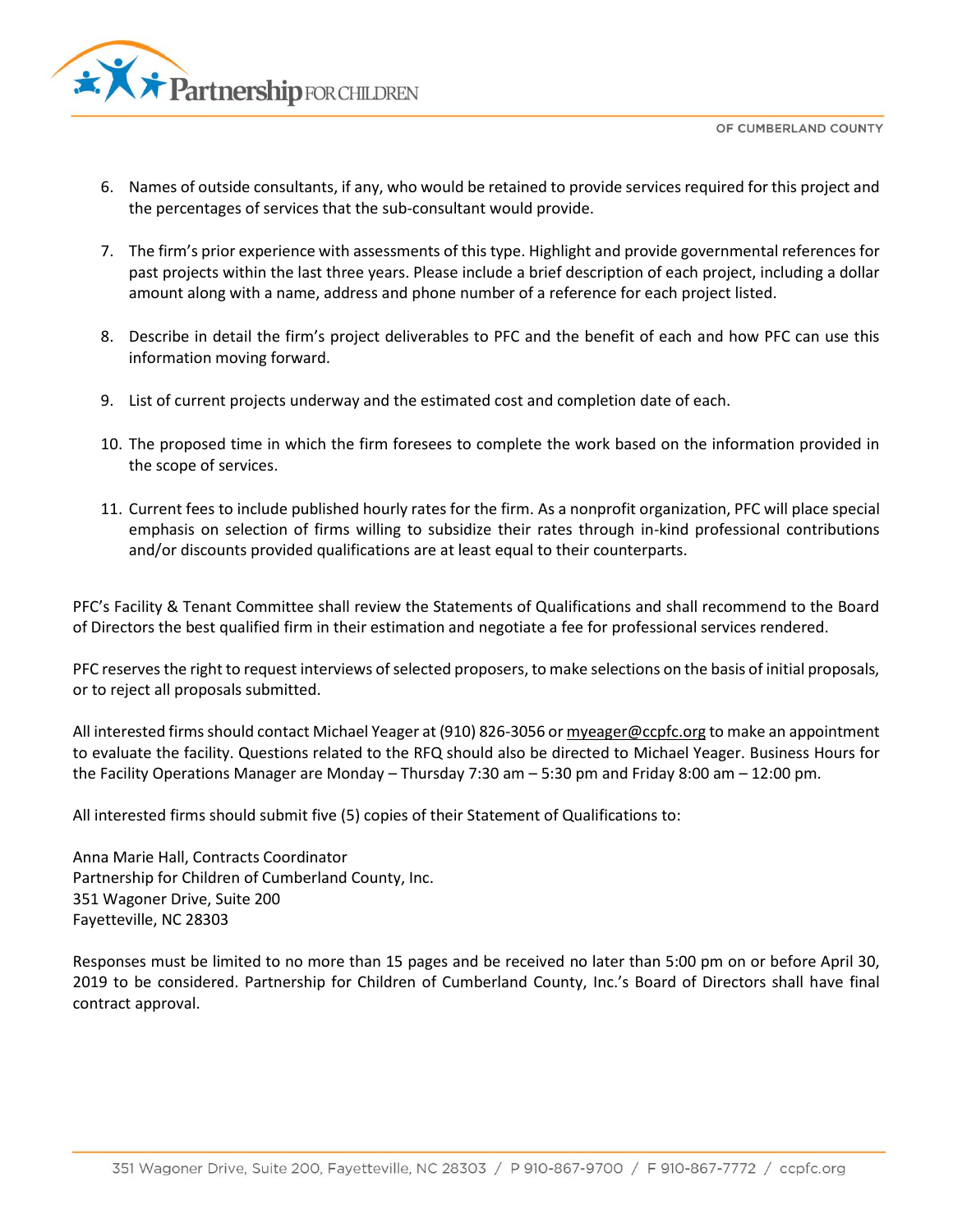6. Names of outside consultants, if any, who would be retained to provide services required for this project and the percentages of services that the sub-consultant would provide.

7. The firm's prior experience with assessments of this type. Highlight and provide governmental references for past projects within the last three years. Please include a brief description of each project, including a dollar amount along with a name, address and phone number of a reference for each project listed.

8. Describe in detail the firm's project deliverables to PFC and the benefit of each and how PFC can use this information moving forward.

9. List of current projects underway and the estimated cost and completion date of each.

10. The proposed time in which the firm foresees to complete the work based on the information provided in the scope of services.

11. Current fees to include published hourly rates for the firm. As a nonprofit organization, PFC will place special emphasis on selection of firms willing to subsidize their rates through in-kind professional contributions and/or discounts provided qualifications are at least equal to their counterparts.

PFC's Facility & Tenant Committee shall review the Statements of Qualifications and shall recommend to the Board of Directors the best qualified firm in their estimation and negotiate a fee for professional services rendered.

PFC reserves the right to request interviews of selected proposers, to make selections on the basis of initial proposals, or to reject all proposals submitted.

All interested firms should contact Michael Yeager at (910) 826-3056 or myeager@ccpfc.org to make an appointment to evaluate the facility. Questions related to the RFQ should also be directed to Michael Yeager. Business Hours for the Facility Operations Manager are Monday – Thursday 7:30 am – 5:30 pm and Friday 8:00 am – 12:00 pm.

All interested firms should submit five (5) copies of their Statement of Qualifications to:

Anna Marie Hall, Contracts Coordinator
Partnership for Children of Cumberland County, Inc.
351 Wagoner Drive, Suite 200
Fayetteville, NC 28303

Responses must be limited to no more than 15 pages and be received no later than 5:00 pm on or before April 30, 2019 to be considered. Partnership for Children of Cumberland County, Inc.'s Board of Directors shall have final contract approval.